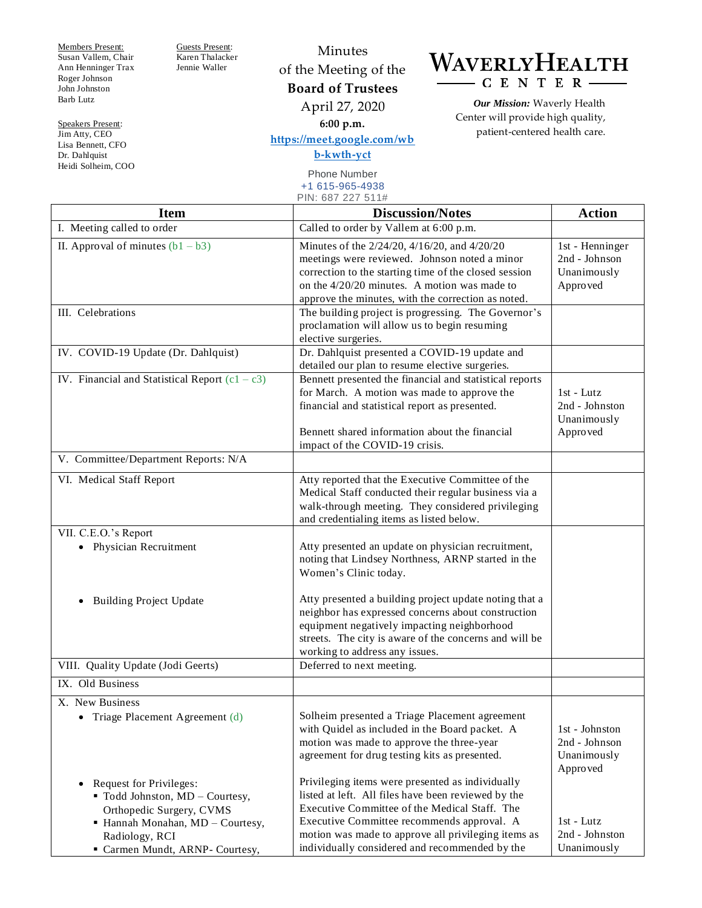Members Present:
Susan Vallem, Chair
Ann Henninger Trax
Roger Johnson
John Johnston
Barb Lutz

Guests Present:
Karen Thalacker
Jennie Waller

Speakers Present:
Jim Atty, CEO
Lisa Bennett, CFO
Dr. Dahlquist
Heidi Solheim, COO

Minutes
of the Meeting of the
**Board of Trustees**
April 27, 2020
**6:00 p.m.**
**https://meet.google.com/wbb-kwth-yct**

Phone Number
+1 615-965-4938
PIN: 687 227 511#

# WAVERLY HEALTH CENTER

***Our Mission:*** Waverly Health Center will provide high quality, patient-centered health care.

| Item | Discussion/Notes | Action |
|---|---|---|
| I. Meeting called to order | Called to order by Vallem at 6:00 p.m. | |
| II. Approval of minutes (b1 – b3) | Minutes of the 2/24/20, 4/16/20, and 4/20/20 meetings were reviewed. Johnson noted a minor correction to the starting time of the closed session on the 4/20/20 minutes. A motion was made to approve the minutes, with the correction as noted. | 1st - Henninger<br>2nd - Johnson<br>Unanimously Approved |
| III. Celebrations | The building project is progressing. The Governor's proclamation will allow us to begin resuming elective surgeries. | |
| IV. COVID-19 Update (Dr. Dahlquist) | Dr. Dahlquist presented a COVID-19 update and detailed our plan to resume elective surgeries. | |
| IV. Financial and Statistical Report (c1 – c3) | Bennett presented the financial and statistical reports for March. A motion was made to approve the financial and statistical report as presented.<br><br>Bennett shared information about the financial impact of the COVID-19 crisis. | 1st - Lutz<br>2nd - Johnston<br>Unanimously Approved |
| V. Committee/Department Reports: N/A | | |
| VI. Medical Staff Report | Atty reported that the Executive Committee of the Medical Staff conducted their regular business via a walk-through meeting. They considered privileging and credentialing items as listed below. | |
| VII. C.E.O.'s Report<br>• Physician Recruitment<br><br><br><br>• Building Project Update | <br>Atty presented an update on physician recruitment, noting that Lindsey Northness, ARNP started in the Women's Clinic today.<br><br>Atty presented a building project update noting that a neighbor has expressed concerns about construction equipment negatively impacting neighborhood streets. The city is aware of the concerns and will be working to address any issues. | |
| VIII. Quality Update (Jodi Geerts) | Deferred to next meeting. | |
| IX. Old Business | | |
| X. New Business<br>• Triage Placement Agreement (d)<br><br><br><br>• Request for Privileges:<br>▪ Todd Johnston, MD – Courtesy, Orthopedic Surgery, CVMS<br>▪ Hannah Monahan, MD – Courtesy, Radiology, RCI<br>▪ Carmen Mundt, ARNP- Courtesy, | <br>Solheim presented a Triage Placement agreement with Quidel as included in the Board packet. A motion was made to approve the three-year agreement for drug testing kits as presented.<br><br>Privileging items were presented as individually listed at left. All files have been reviewed by the Executive Committee of the Medical Staff. The Executive Committee recommends approval. A motion was made to approve all privileging items as individually considered and recommended by the | <br>1st - Johnston<br>2nd - Johnson<br>Unanimously Approved<br><br><br><br>1st - Lutz<br>2nd - Johnston<br>Unanimously |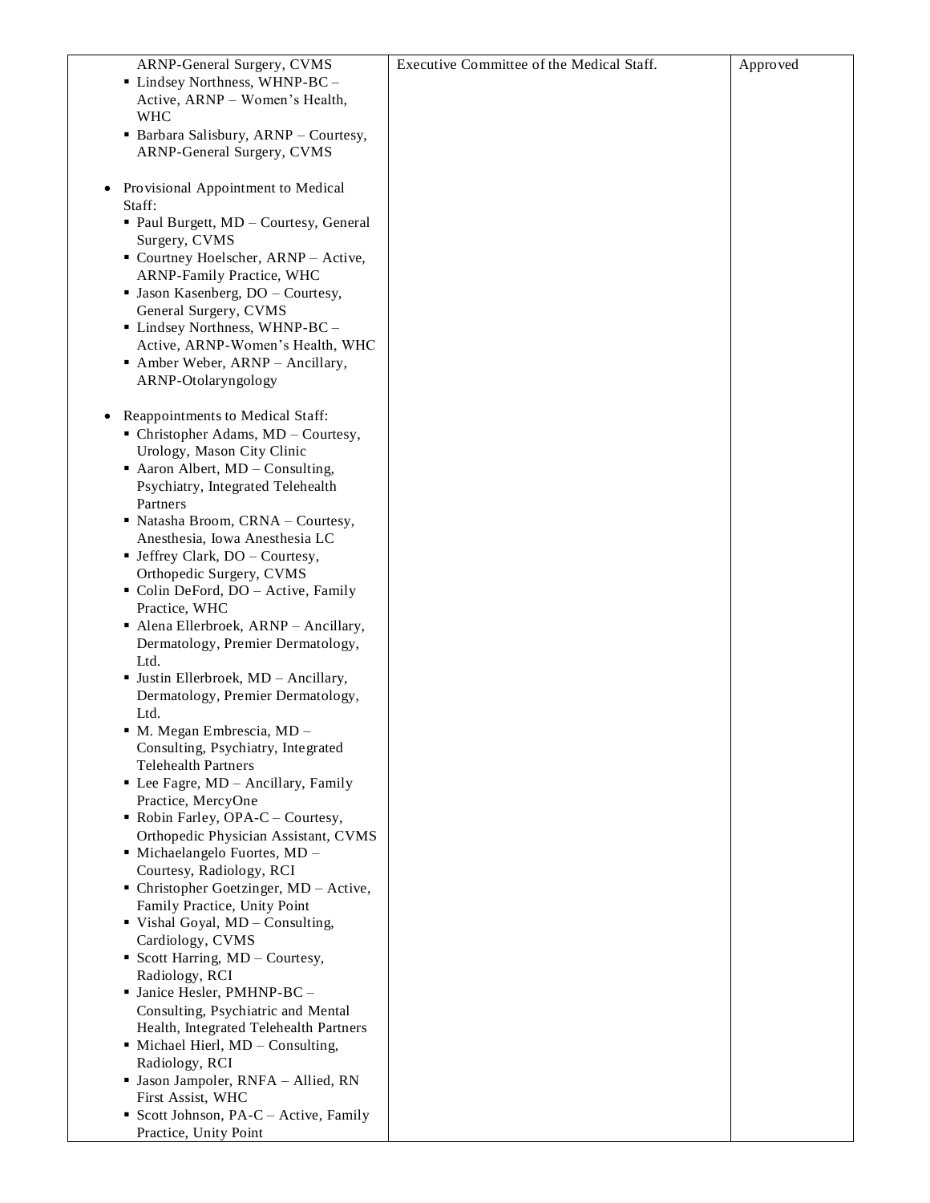| | | |
|---|---|---|
| ARNP-General Surgery, CVMS<br>▪ Lindsey Northness, WHNP-BC – Active, ARNP – Women's Health, WHC<br>▪ Barbara Salisbury, ARNP – Courtesy, ARNP-General Surgery, CVMS<br><br>• Provisional Appointment to Medical Staff:<br>▪ Paul Burgett, MD – Courtesy, General Surgery, CVMS<br>▪ Courtney Hoelscher, ARNP – Active, ARNP-Family Practice, WHC<br>▪ Jason Kasenberg, DO – Courtesy, General Surgery, CVMS<br>▪ Lindsey Northness, WHNP-BC – Active, ARNP-Women's Health, WHC<br>▪ Amber Weber, ARNP – Ancillary, ARNP-Otolaryngology<br><br>• Reappointments to Medical Staff:<br>▪ Christopher Adams, MD – Courtesy, Urology, Mason City Clinic<br>▪ Aaron Albert, MD – Consulting, Psychiatry, Integrated Telehealth Partners<br>▪ Natasha Broom, CRNA – Courtesy, Anesthesia, Iowa Anesthesia LC<br>▪ Jeffrey Clark, DO – Courtesy, Orthopedic Surgery, CVMS<br>▪ Colin DeFord, DO – Active, Family Practice, WHC<br>▪ Alena Ellerbroek, ARNP – Ancillary, Dermatology, Premier Dermatology, Ltd.<br>▪ Justin Ellerbroek, MD – Ancillary, Dermatology, Premier Dermatology, Ltd.<br>▪ M. Megan Embrescia, MD – Consulting, Psychiatry, Integrated Telehealth Partners<br>▪ Lee Fagre, MD – Ancillary, Family Practice, MercyOne<br>▪ Robin Farley, OPA-C – Courtesy, Orthopedic Physician Assistant, CVMS<br>▪ Michaelangelo Fuortes, MD – Courtesy, Radiology, RCI<br>▪ Christopher Goetzinger, MD – Active, Family Practice, Unity Point<br>▪ Vishal Goyal, MD – Consulting, Cardiology, CVMS<br>▪ Scott Harring, MD – Courtesy, Radiology, RCI<br>▪ Janice Hesler, PMHNP-BC – Consulting, Psychiatric and Mental Health, Integrated Telehealth Partners<br>▪ Michael Hierl, MD – Consulting, Radiology, RCI<br>▪ Jason Jampoler, RNFA – Allied, RN First Assist, WHC<br>▪ Scott Johnson, PA-C – Active, Family Practice, Unity Point | Executive Committee of the Medical Staff. | Approved |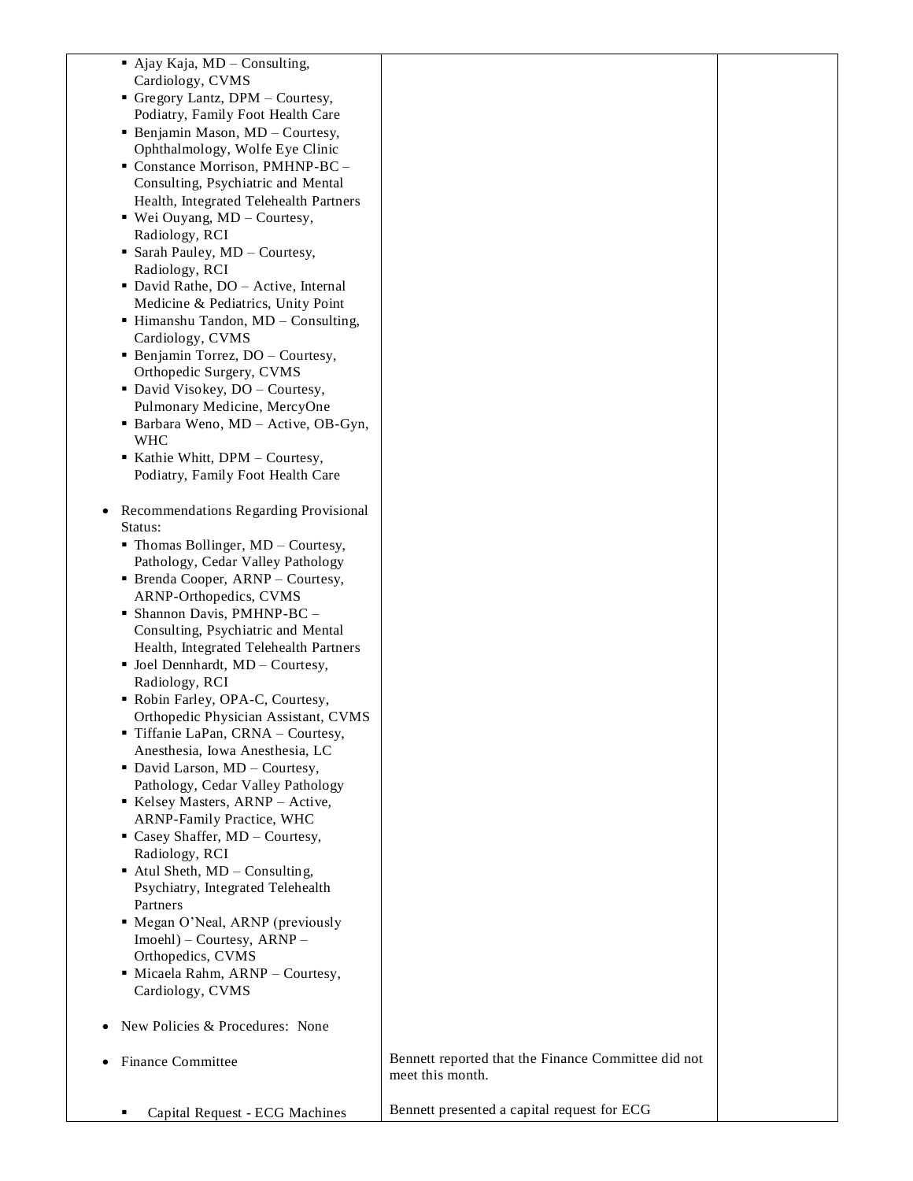| | | |
|---|---|---|
| ▪ Ajay Kaja, MD – Consulting, Cardiology, CVMS<br>▪ Gregory Lantz, DPM – Courtesy, Podiatry, Family Foot Health Care<br>▪ Benjamin Mason, MD – Courtesy, Ophthalmology, Wolfe Eye Clinic<br>▪ Constance Morrison, PMHNP-BC – Consulting, Psychiatric and Mental Health, Integrated Telehealth Partners<br>▪ Wei Ouyang, MD – Courtesy, Radiology, RCI<br>▪ Sarah Pauley, MD – Courtesy, Radiology, RCI<br>▪ David Rathe, DO – Active, Internal Medicine & Pediatrics, Unity Point<br>▪ Himanshu Tandon, MD – Consulting, Cardiology, CVMS<br>▪ Benjamin Torrez, DO – Courtesy, Orthopedic Surgery, CVMS<br>▪ David Visokey, DO – Courtesy, Pulmonary Medicine, MercyOne<br>▪ Barbara Weno, MD – Active, OB-Gyn, WHC<br>▪ Kathie Whitt, DPM – Courtesy, Podiatry, Family Foot Health Care | | |
| • Recommendations Regarding Provisional Status:<br>▪ Thomas Bollinger, MD – Courtesy, Pathology, Cedar Valley Pathology<br>▪ Brenda Cooper, ARNP – Courtesy, ARNP-Orthopedics, CVMS<br>▪ Shannon Davis, PMHNP-BC – Consulting, Psychiatric and Mental Health, Integrated Telehealth Partners<br>▪ Joel Dennhardt, MD – Courtesy, Radiology, RCI<br>▪ Robin Farley, OPA-C, Courtesy, Orthopedic Physician Assistant, CVMS<br>▪ Tiffanie LaPan, CRNA – Courtesy, Anesthesia, Iowa Anesthesia, LC<br>▪ David Larson, MD – Courtesy, Pathology, Cedar Valley Pathology<br>▪ Kelsey Masters, ARNP – Active, ARNP-Family Practice, WHC<br>▪ Casey Shaffer, MD – Courtesy, Radiology, RCI<br>▪ Atul Sheth, MD – Consulting, Psychiatry, Integrated Telehealth Partners<br>▪ Megan O'Neal, ARNP (previously Imoehl) – Courtesy, ARNP – Orthopedics, CVMS<br>▪ Micaela Rahm, ARNP – Courtesy, Cardiology, CVMS | | |
| • New Policies & Procedures: None | | |
| • Finance Committee | Bennett reported that the Finance Committee did not meet this month. | |
| ▪ Capital Request - ECG Machines | Bennett presented a capital request for ECG | |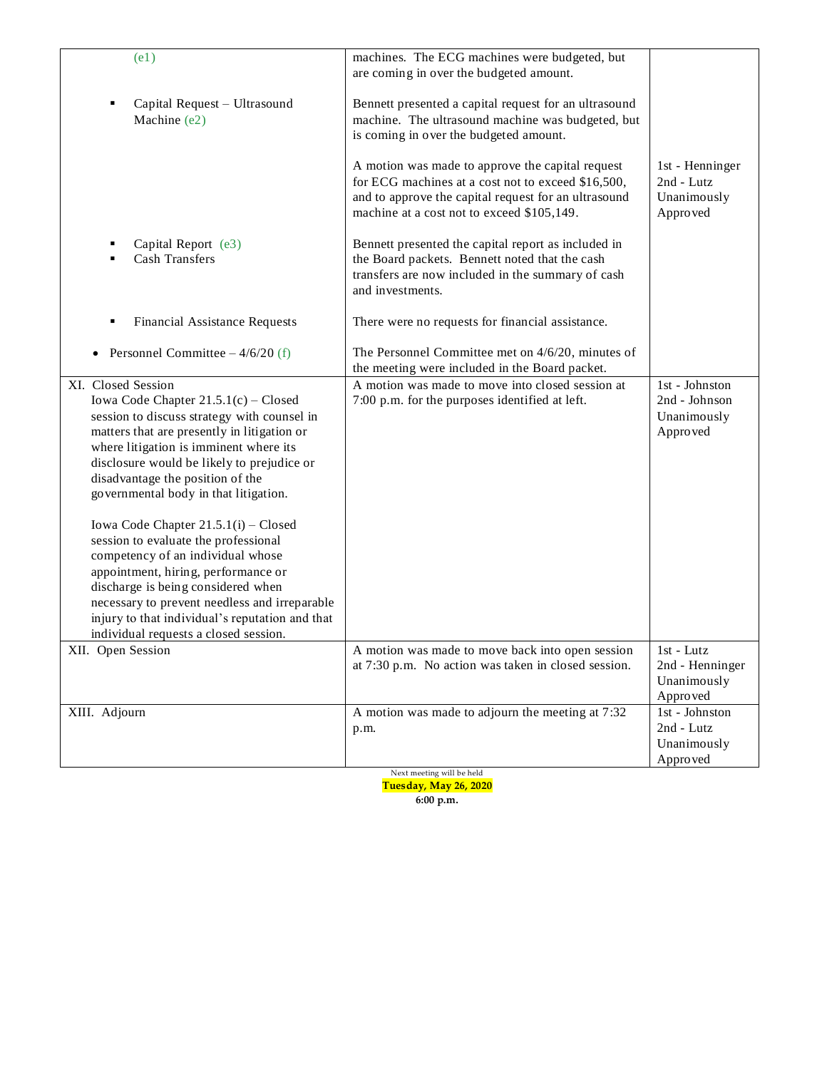| | | |
|---|---|---|
| (e1) | machines. The ECG machines were budgeted, but are coming in over the budgeted amount. | |
| ▪ Capital Request – Ultrasound Machine (e2) | Bennett presented a capital request for an ultrasound machine. The ultrasound machine was budgeted, but is coming in over the budgeted amount.<br><br>A motion was made to approve the capital request for ECG machines at a cost not to exceed $16,500, and to approve the capital request for an ultrasound machine at a cost not to exceed $105,149. | <br><br><br>1st - Henninger<br>2nd - Lutz<br>Unanimously Approved |
| ▪ Capital Report (e3)<br>▪ Cash Transfers | Bennett presented the capital report as included in the Board packets. Bennett noted that the cash transfers are now included in the summary of cash and investments. | |
| ▪ Financial Assistance Requests | There were no requests for financial assistance. | |
| • Personnel Committee – 4/6/20 (f) | The Personnel Committee met on 4/6/20, minutes of the meeting were included in the Board packet. | |
| XI. Closed Session<br>Iowa Code Chapter 21.5.1(c) – Closed session to discuss strategy with counsel in matters that are presently in litigation or where litigation is imminent where its disclosure would be likely to prejudice or disadvantage the position of the governmental body in that litigation.<br><br>Iowa Code Chapter 21.5.1(i) – Closed session to evaluate the professional competency of an individual whose appointment, hiring, performance or discharge is being considered when necessary to prevent needless and irreparable injury to that individual's reputation and that individual requests a closed session. | A motion was made to move into closed session at 7:00 p.m. for the purposes identified at left. | 1st - Johnston<br>2nd - Johnson<br>Unanimously Approved |
| XII. Open Session | A motion was made to move back into open session at 7:30 p.m. No action was taken in closed session. | 1st - Lutz<br>2nd - Henninger<br>Unanimously Approved |
| XIII. Adjourn | A motion was made to adjourn the meeting at 7:32 p.m. | 1st - Johnston<br>2nd - Lutz<br>Unanimously Approved |

Next meeting will be held

**Tuesday, May 26, 2020**

**6:00 p.m.**